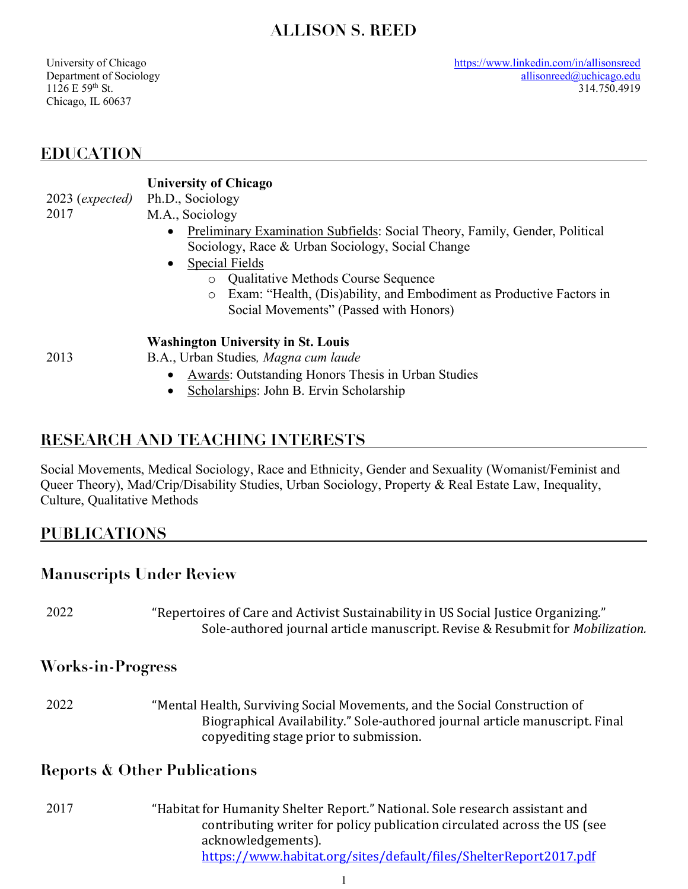# ALLISON S. REED

University of Chicago
Department of Sociology
1126 E 59th St.
Chicago, IL 60637

https://www.linkedin.com/in/allisonsreed
allisonreed@uchicago.edu
314.750.4919

## EDUCATION

**University of Chicago**

2023 (*expected*) Ph.D., Sociology

2017 M.A., Sociology

- Preliminary Examination Subfields: Social Theory, Family, Gender, Political Sociology, Race & Urban Sociology, Social Change
- Special Fields
  - Qualitative Methods Course Sequence
  - Exam: "Health, (Dis)ability, and Embodiment as Productive Factors in Social Movements" (Passed with Honors)

**Washington University in St. Louis**

2013 B.A., Urban Studies, *Magna cum laude*

- Awards: Outstanding Honors Thesis in Urban Studies
- Scholarships: John B. Ervin Scholarship

## RESEARCH AND TEACHING INTERESTS

Social Movements, Medical Sociology, Race and Ethnicity, Gender and Sexuality (Womanist/Feminist and Queer Theory), Mad/Crip/Disability Studies, Urban Sociology, Property & Real Estate Law, Inequality, Culture, Qualitative Methods

## PUBLICATIONS

### Manuscripts Under Review

2022 "Repertoires of Care and Activist Sustainability in US Social Justice Organizing." Sole-authored journal article manuscript. Revise & Resubmit for *Mobilization.*

### Works-in-Progress

2022 "Mental Health, Surviving Social Movements, and the Social Construction of Biographical Availability." Sole-authored journal article manuscript. Final copyediting stage prior to submission.

### Reports & Other Publications

2017 "Habitat for Humanity Shelter Report." National. Sole research assistant and contributing writer for policy publication circulated across the US (see acknowledgements). https://www.habitat.org/sites/default/files/ShelterReport2017.pdf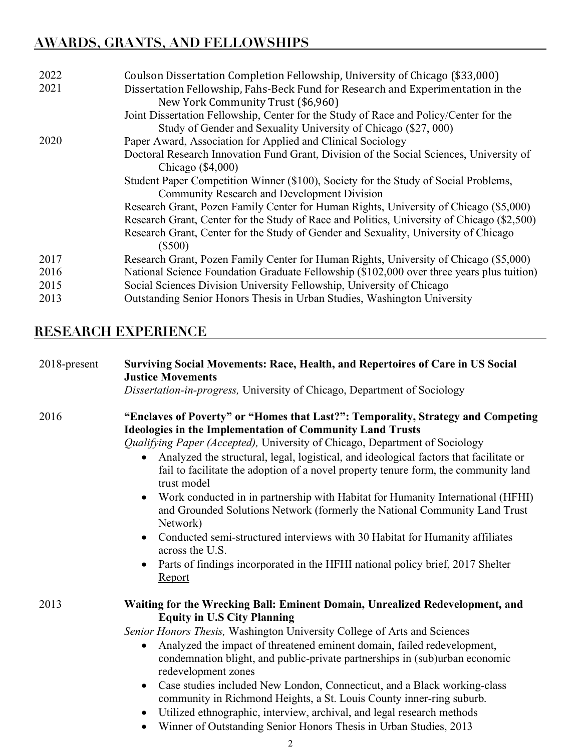## AWARDS, GRANTS, AND FELLOWSHIPS

2022 — Coulson Dissertation Completion Fellowship, University of Chicago ($33,000)

2021 — Dissertation Fellowship, Fahs-Beck Fund for Research and Experimentation in the New York Community Trust ($6,960)

Joint Dissertation Fellowship, Center for the Study of Race and Policy/Center for the Study of Gender and Sexuality University of Chicago ($27, 000)

2020 — Paper Award, Association for Applied and Clinical Sociology

Doctoral Research Innovation Fund Grant, Division of the Social Sciences, University of Chicago ($4,000)

Student Paper Competition Winner ($100), Society for the Study of Social Problems, Community Research and Development Division

Research Grant, Pozen Family Center for Human Rights, University of Chicago ($5,000)

Research Grant, Center for the Study of Race and Politics, University of Chicago ($2,500)

Research Grant, Center for the Study of Gender and Sexuality, University of Chicago ($500)

2017 — Research Grant, Pozen Family Center for Human Rights, University of Chicago ($5,000)

2016 — National Science Foundation Graduate Fellowship ($102,000 over three years plus tuition)

2015 — Social Sciences Division University Fellowship, University of Chicago

2013 — Outstanding Senior Honors Thesis in Urban Studies, Washington University

## RESEARCH EXPERIENCE

2018-present — **Surviving Social Movements: Race, Health, and Repertoires of Care in US Social Justice Movements**
*Dissertation-in-progress,* University of Chicago, Department of Sociology

2016 — **"Enclaves of Poverty" or "Homes that Last?": Temporality, Strategy and Competing Ideologies in the Implementation of Community Land Trusts**
*Qualifying Paper (Accepted),* University of Chicago, Department of Sociology

- Analyzed the structural, legal, logistical, and ideological factors that facilitate or fail to facilitate the adoption of a novel property tenure form, the community land trust model
- Work conducted in in partnership with Habitat for Humanity International (HFHI) and Grounded Solutions Network (formerly the National Community Land Trust Network)
- Conducted semi-structured interviews with 30 Habitat for Humanity affiliates across the U.S.
- Parts of findings incorporated in the HFHI national policy brief, 2017 Shelter Report

2013 — **Waiting for the Wrecking Ball: Eminent Domain, Unrealized Redevelopment, and Equity in U.S City Planning**
*Senior Honors Thesis,* Washington University College of Arts and Sciences

- Analyzed the impact of threatened eminent domain, failed redevelopment, condemnation blight, and public-private partnerships in (sub)urban economic redevelopment zones
- Case studies included New London, Connecticut, and a Black working-class community in Richmond Heights, a St. Louis County inner-ring suburb.
- Utilized ethnographic, interview, archival, and legal research methods
- Winner of Outstanding Senior Honors Thesis in Urban Studies, 2013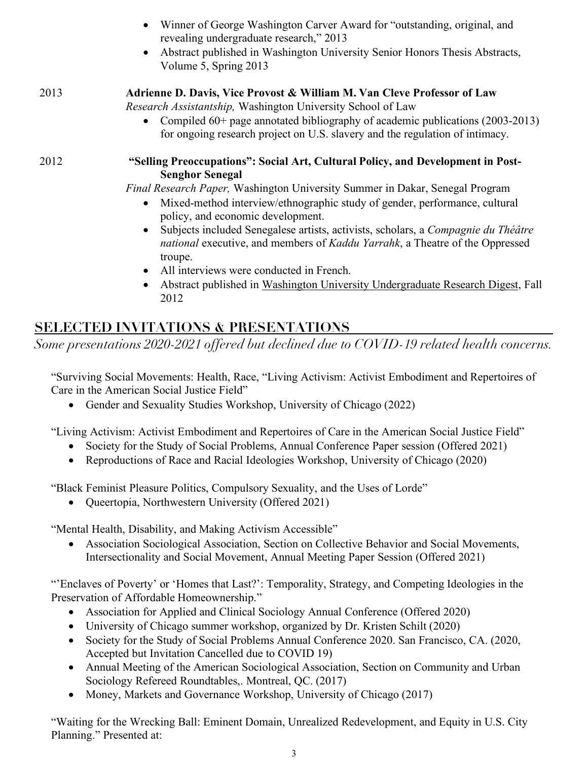- Winner of George Washington Carver Award for "outstanding, original, and revealing undergraduate research," 2013
- Abstract published in Washington University Senior Honors Thesis Abstracts, Volume 5, Spring 2013

2013 **Adrienne D. Davis, Vice Provost & William M. Van Cleve Professor of Law**
*Research Assistantship,* Washington University School of Law

- Compiled 60+ page annotated bibliography of academic publications (2003-2013) for ongoing research project on U.S. slavery and the regulation of intimacy.

2012 **"Selling Preoccupations": Social Art, Cultural Policy, and Development in Post-Senghor Senegal**
*Final Research Paper,* Washington University Summer in Dakar, Senegal Program

- Mixed-method interview/ethnographic study of gender, performance, cultural policy, and economic development.
- Subjects included Senegalese artists, activists, scholars, a *Compagnie du Théâtre national* executive, and members of *Kaddu Yarrahk*, a Theatre of the Oppressed troupe.
- All interviews were conducted in French.
- Abstract published in Washington University Undergraduate Research Digest, Fall 2012

## SELECTED INVITATIONS & PRESENTATIONS

*Some presentations 2020-2021 offered but declined due to COVID-19 related health concerns.*

"Surviving Social Movements: Health, Race, "Living Activism: Activist Embodiment and Repertoires of Care in the American Social Justice Field"

- Gender and Sexuality Studies Workshop, University of Chicago (2022)

"Living Activism: Activist Embodiment and Repertoires of Care in the American Social Justice Field"

- Society for the Study of Social Problems, Annual Conference Paper session (Offered 2021)
- Reproductions of Race and Racial Ideologies Workshop, University of Chicago (2020)

"Black Feminist Pleasure Politics, Compulsory Sexuality, and the Uses of Lorde"

- Queertopia, Northwestern University (Offered 2021)

"Mental Health, Disability, and Making Activism Accessible"

- Association Sociological Association, Section on Collective Behavior and Social Movements, Intersectionality and Social Movement, Annual Meeting Paper Session (Offered 2021)

"'Enclaves of Poverty' or 'Homes that Last?': Temporality, Strategy, and Competing Ideologies in the Preservation of Affordable Homeownership."

- Association for Applied and Clinical Sociology Annual Conference (Offered 2020)
- University of Chicago summer workshop, organized by Dr. Kristen Schilt (2020)
- Society for the Study of Social Problems Annual Conference 2020. San Francisco, CA. (2020, Accepted but Invitation Cancelled due to COVID 19)
- Annual Meeting of the American Sociological Association, Section on Community and Urban Sociology Refereed Roundtables,. Montreal, QC. (2017)
- Money, Markets and Governance Workshop, University of Chicago (2017)

"Waiting for the Wrecking Ball: Eminent Domain, Unrealized Redevelopment, and Equity in U.S. City Planning." Presented at: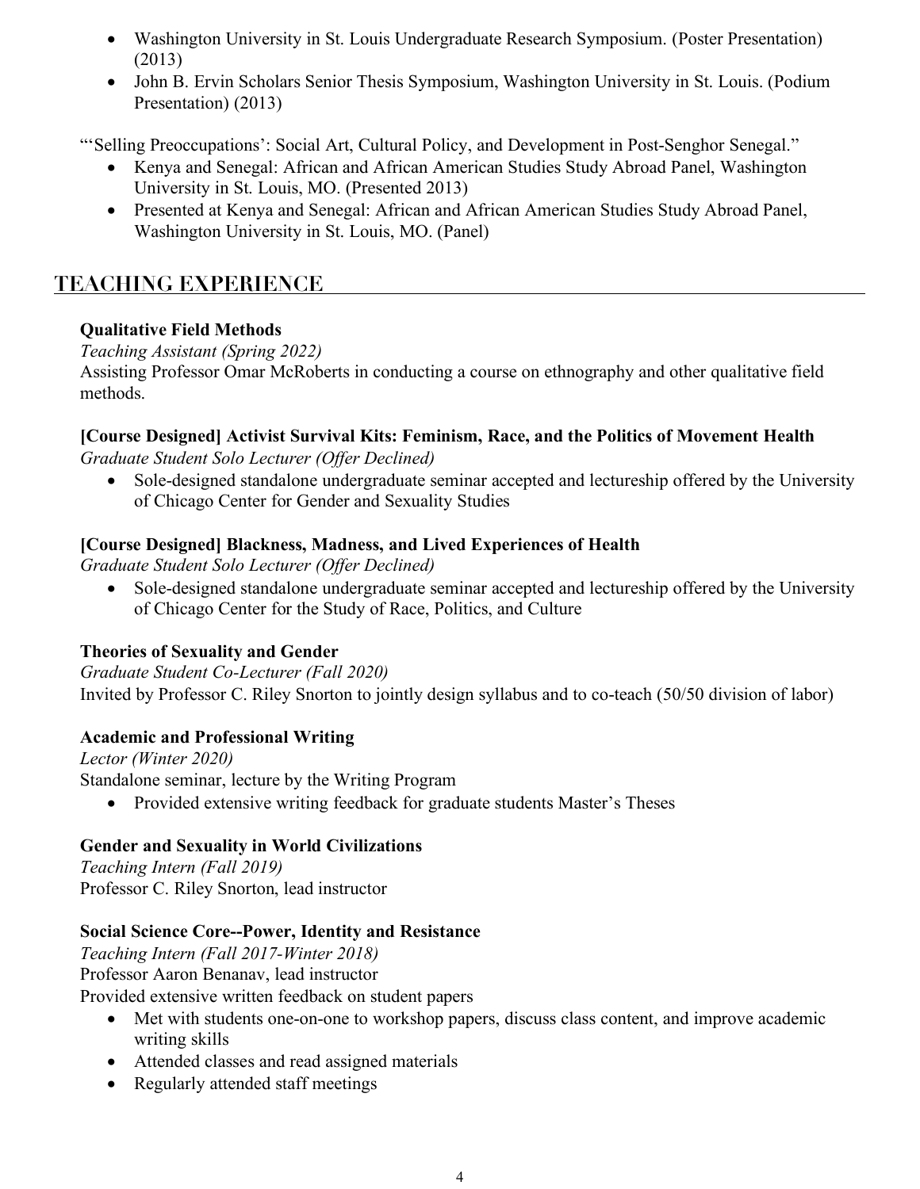- Washington University in St. Louis Undergraduate Research Symposium. (Poster Presentation) (2013)
- John B. Ervin Scholars Senior Thesis Symposium, Washington University in St. Louis. (Podium Presentation) (2013)

"'Selling Preoccupations': Social Art, Cultural Policy, and Development in Post-Senghor Senegal."

- Kenya and Senegal: African and African American Studies Study Abroad Panel, Washington University in St. Louis, MO. (Presented 2013)
- Presented at Kenya and Senegal: African and African American Studies Study Abroad Panel, Washington University in St. Louis, MO. (Panel)

## TEACHING EXPERIENCE

**Qualitative Field Methods**
*Teaching Assistant (Spring 2022)*
Assisting Professor Omar McRoberts in conducting a course on ethnography and other qualitative field methods.

**[Course Designed] Activist Survival Kits: Feminism, Race, and the Politics of Movement Health**
*Graduate Student Solo Lecturer (Offer Declined)*

- Sole-designed standalone undergraduate seminar accepted and lectureship offered by the University of Chicago Center for Gender and Sexuality Studies

**[Course Designed] Blackness, Madness, and Lived Experiences of Health**
*Graduate Student Solo Lecturer (Offer Declined)*

- Sole-designed standalone undergraduate seminar accepted and lectureship offered by the University of Chicago Center for the Study of Race, Politics, and Culture

**Theories of Sexuality and Gender**
*Graduate Student Co-Lecturer (Fall 2020)*
Invited by Professor C. Riley Snorton to jointly design syllabus and to co-teach (50/50 division of labor)

**Academic and Professional Writing**
*Lector (Winter 2020)*
Standalone seminar, lecture by the Writing Program

- Provided extensive writing feedback for graduate students Master's Theses

**Gender and Sexuality in World Civilizations**
*Teaching Intern (Fall 2019)*
Professor C. Riley Snorton, lead instructor

**Social Science Core--Power, Identity and Resistance**
*Teaching Intern (Fall 2017-Winter 2018)*
Professor Aaron Benanav, lead instructor
Provided extensive written feedback on student papers

- Met with students one-on-one to workshop papers, discuss class content, and improve academic writing skills
- Attended classes and read assigned materials
- Regularly attended staff meetings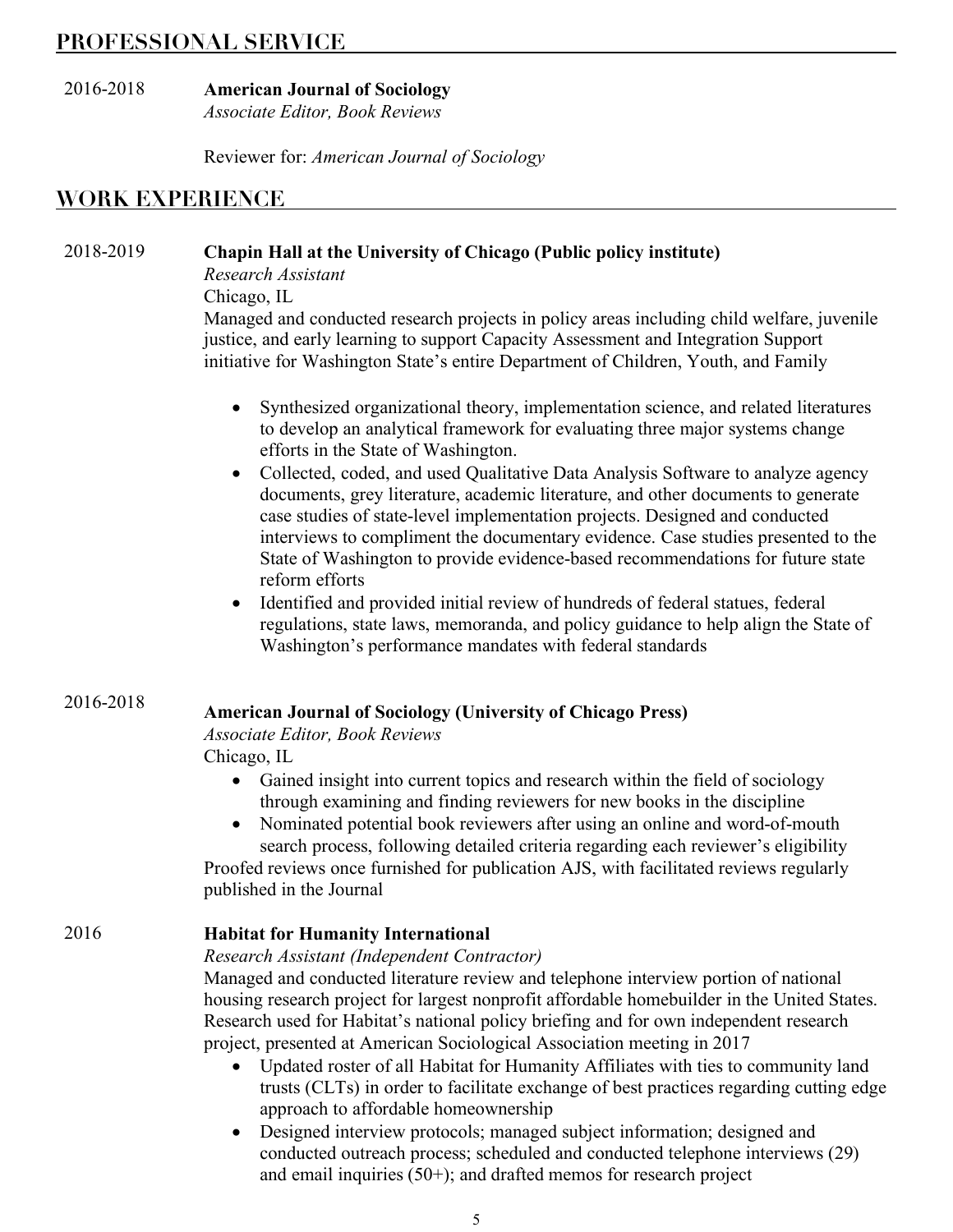## PROFESSIONAL SERVICE

2016-2018 **American Journal of Sociology**
*Associate Editor, Book Reviews*

Reviewer for: *American Journal of Sociology*

## WORK EXPERIENCE

2018-2019 **Chapin Hall at the University of Chicago (Public policy institute)**
*Research Assistant*
Chicago, IL
Managed and conducted research projects in policy areas including child welfare, juvenile justice, and early learning to support Capacity Assessment and Integration Support initiative for Washington State's entire Department of Children, Youth, and Family

- Synthesized organizational theory, implementation science, and related literatures to develop an analytical framework for evaluating three major systems change efforts in the State of Washington.
- Collected, coded, and used Qualitative Data Analysis Software to analyze agency documents, grey literature, academic literature, and other documents to generate case studies of state-level implementation projects. Designed and conducted interviews to compliment the documentary evidence. Case studies presented to the State of Washington to provide evidence-based recommendations for future state reform efforts
- Identified and provided initial review of hundreds of federal statues, federal regulations, state laws, memoranda, and policy guidance to help align the State of Washington's performance mandates with federal standards

2016-2018 **American Journal of Sociology (University of Chicago Press)**
*Associate Editor, Book Reviews*
Chicago, IL

- Gained insight into current topics and research within the field of sociology through examining and finding reviewers for new books in the discipline
- Nominated potential book reviewers after using an online and word-of-mouth search process, following detailed criteria regarding each reviewer's eligibility

Proofed reviews once furnished for publication AJS, with facilitated reviews regularly published in the Journal

2016 **Habitat for Humanity International**
*Research Assistant (Independent Contractor)*
Managed and conducted literature review and telephone interview portion of national housing research project for largest nonprofit affordable homebuilder in the United States. Research used for Habitat's national policy briefing and for own independent research project, presented at American Sociological Association meeting in 2017

- Updated roster of all Habitat for Humanity Affiliates with ties to community land trusts (CLTs) in order to facilitate exchange of best practices regarding cutting edge approach to affordable homeownership
- Designed interview protocols; managed subject information; designed and conducted outreach process; scheduled and conducted telephone interviews (29) and email inquiries (50+); and drafted memos for research project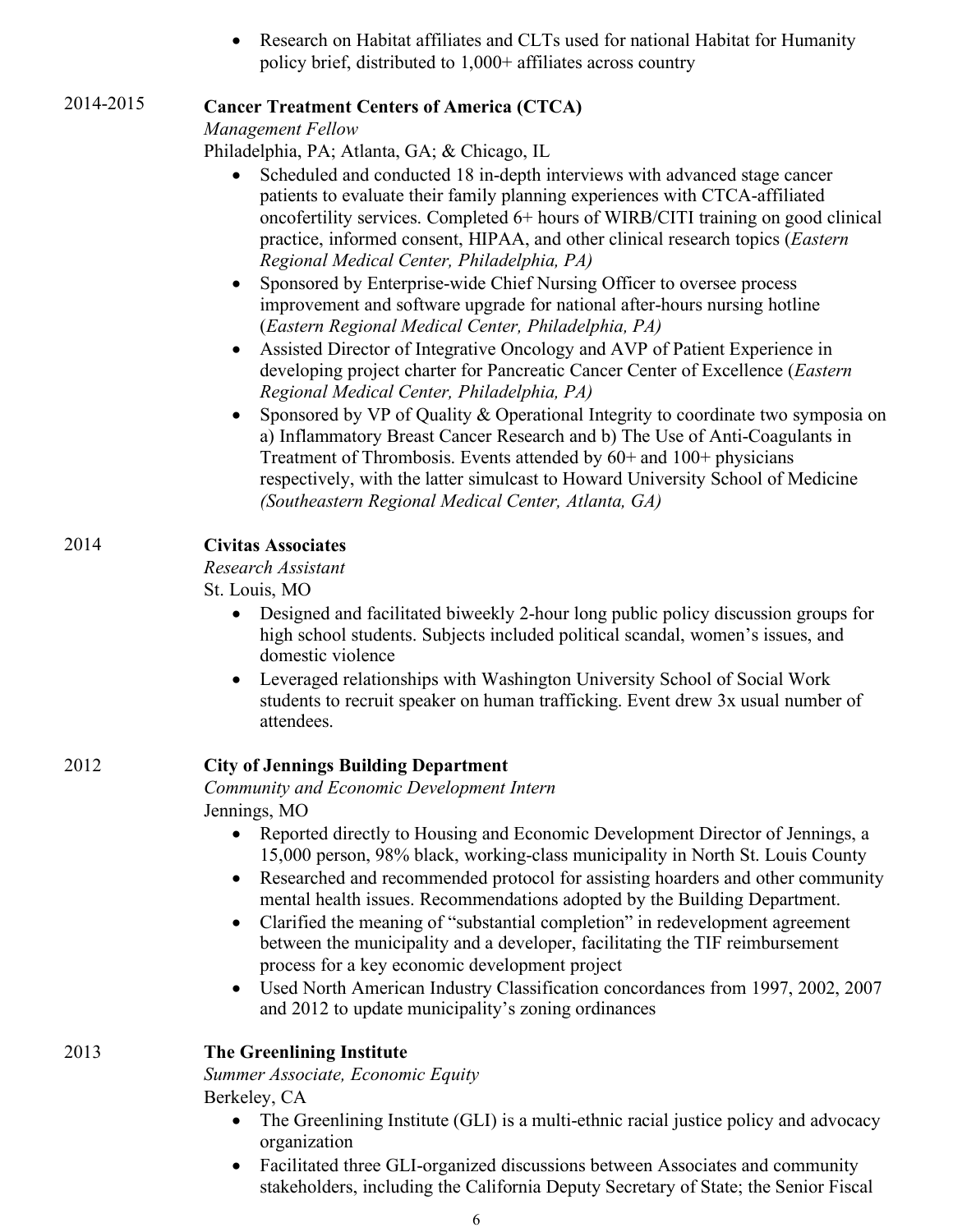- Research on Habitat affiliates and CLTs used for national Habitat for Humanity policy brief, distributed to 1,000+ affiliates across country

2014-2015 **Cancer Treatment Centers of America (CTCA)**
*Management Fellow*
Philadelphia, PA; Atlanta, GA; & Chicago, IL

- Scheduled and conducted 18 in-depth interviews with advanced stage cancer patients to evaluate their family planning experiences with CTCA-affiliated oncofertility services. Completed 6+ hours of WIRB/CITI training on good clinical practice, informed consent, HIPAA, and other clinical research topics (*Eastern Regional Medical Center, Philadelphia, PA)*
- Sponsored by Enterprise-wide Chief Nursing Officer to oversee process improvement and software upgrade for national after-hours nursing hotline (*Eastern Regional Medical Center, Philadelphia, PA)*
- Assisted Director of Integrative Oncology and AVP of Patient Experience in developing project charter for Pancreatic Cancer Center of Excellence (*Eastern Regional Medical Center, Philadelphia, PA)*
- Sponsored by VP of Quality & Operational Integrity to coordinate two symposia on a) Inflammatory Breast Cancer Research and b) The Use of Anti-Coagulants in Treatment of Thrombosis. Events attended by 60+ and 100+ physicians respectively, with the latter simulcast to Howard University School of Medicine *(Southeastern Regional Medical Center, Atlanta, GA)*

2014 **Civitas Associates**
*Research Assistant*
St. Louis, MO

- Designed and facilitated biweekly 2-hour long public policy discussion groups for high school students. Subjects included political scandal, women's issues, and domestic violence
- Leveraged relationships with Washington University School of Social Work students to recruit speaker on human trafficking. Event drew 3x usual number of attendees.

2012 **City of Jennings Building Department**
*Community and Economic Development Intern*
Jennings, MO

- Reported directly to Housing and Economic Development Director of Jennings, a 15,000 person, 98% black, working-class municipality in North St. Louis County
- Researched and recommended protocol for assisting hoarders and other community mental health issues. Recommendations adopted by the Building Department.
- Clarified the meaning of "substantial completion" in redevelopment agreement between the municipality and a developer, facilitating the TIF reimbursement process for a key economic development project
- Used North American Industry Classification concordances from 1997, 2002, 2007 and 2012 to update municipality's zoning ordinances

2013 **The Greenlining Institute**
*Summer Associate, Economic Equity*
Berkeley, CA

- The Greenlining Institute (GLI) is a multi-ethnic racial justice policy and advocacy organization
- Facilitated three GLI-organized discussions between Associates and community stakeholders, including the California Deputy Secretary of State; the Senior Fiscal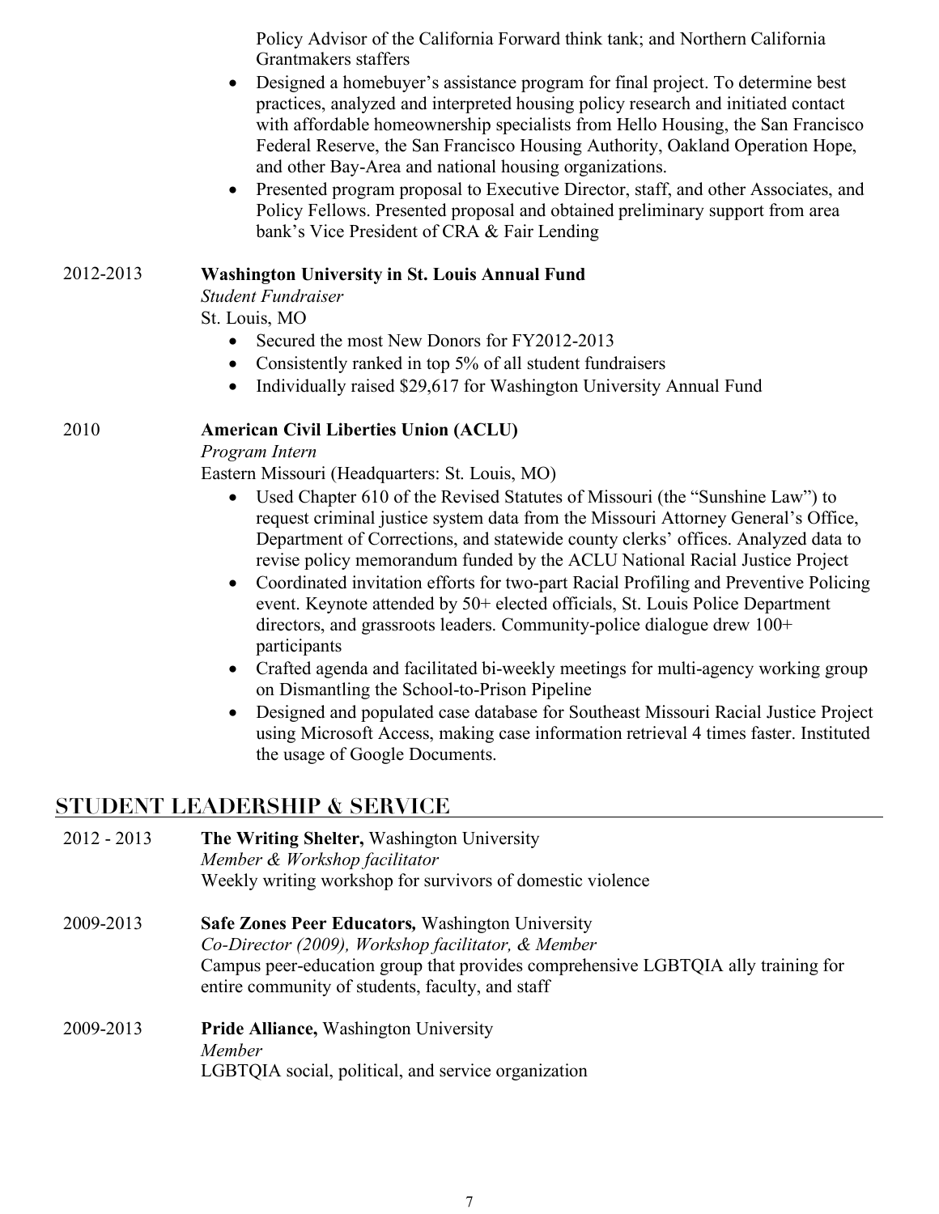Policy Advisor of the California Forward think tank; and Northern California Grantmakers staffers

- Designed a homebuyer's assistance program for final project. To determine best practices, analyzed and interpreted housing policy research and initiated contact with affordable homeownership specialists from Hello Housing, the San Francisco Federal Reserve, the San Francisco Housing Authority, Oakland Operation Hope, and other Bay-Area and national housing organizations.
- Presented program proposal to Executive Director, staff, and other Associates, and Policy Fellows. Presented proposal and obtained preliminary support from area bank's Vice President of CRA & Fair Lending

2012-2013 **Washington University in St. Louis Annual Fund**
*Student Fundraiser*
St. Louis, MO

- Secured the most New Donors for FY2012-2013
- Consistently ranked in top 5% of all student fundraisers
- Individually raised $29,617 for Washington University Annual Fund

2010 **American Civil Liberties Union (ACLU)**
*Program Intern*
Eastern Missouri (Headquarters: St. Louis, MO)

- Used Chapter 610 of the Revised Statutes of Missouri (the "Sunshine Law") to request criminal justice system data from the Missouri Attorney General's Office, Department of Corrections, and statewide county clerks' offices. Analyzed data to revise policy memorandum funded by the ACLU National Racial Justice Project
- Coordinated invitation efforts for two-part Racial Profiling and Preventive Policing event. Keynote attended by 50+ elected officials, St. Louis Police Department directors, and grassroots leaders. Community-police dialogue drew 100+ participants
- Crafted agenda and facilitated bi-weekly meetings for multi-agency working group on Dismantling the School-to-Prison Pipeline
- Designed and populated case database for Southeast Missouri Racial Justice Project using Microsoft Access, making case information retrieval 4 times faster. Instituted the usage of Google Documents.

## STUDENT LEADERSHIP & SERVICE

2012 - 2013 **The Writing Shelter,** Washington University
*Member & Workshop facilitator*
Weekly writing workshop for survivors of domestic violence

2009-2013 **Safe Zones Peer Educators,** Washington University
*Co-Director (2009), Workshop facilitator, & Member*
Campus peer-education group that provides comprehensive LGBTQIA ally training for entire community of students, faculty, and staff

2009-2013 **Pride Alliance,** Washington University
*Member*
LGBTQIA social, political, and service organization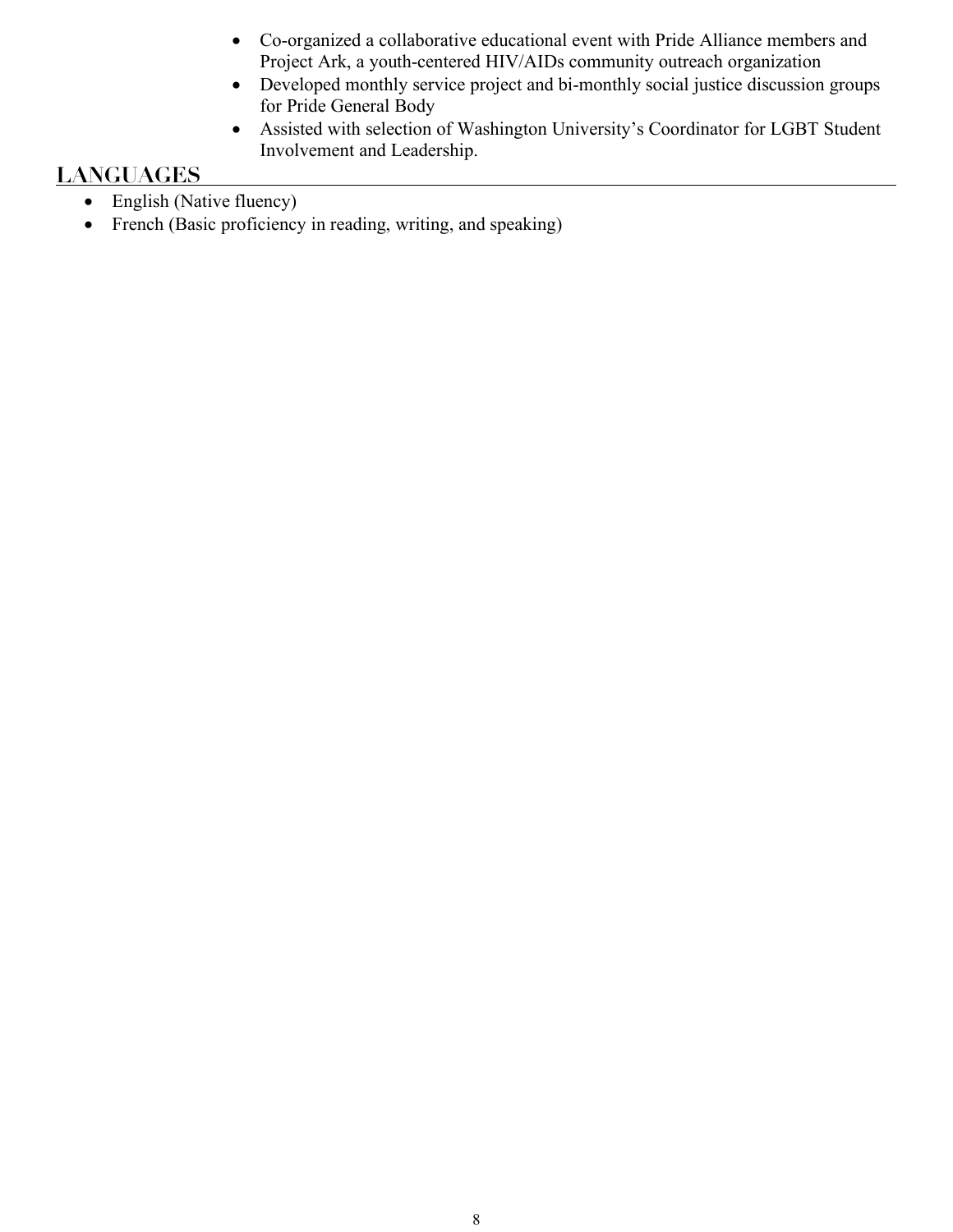- Co-organized a collaborative educational event with Pride Alliance members and Project Ark, a youth-centered HIV/AIDs community outreach organization
- Developed monthly service project and bi-monthly social justice discussion groups for Pride General Body
- Assisted with selection of Washington University's Coordinator for LGBT Student Involvement and Leadership.

## LANGUAGES

- English (Native fluency)
- French (Basic proficiency in reading, writing, and speaking)